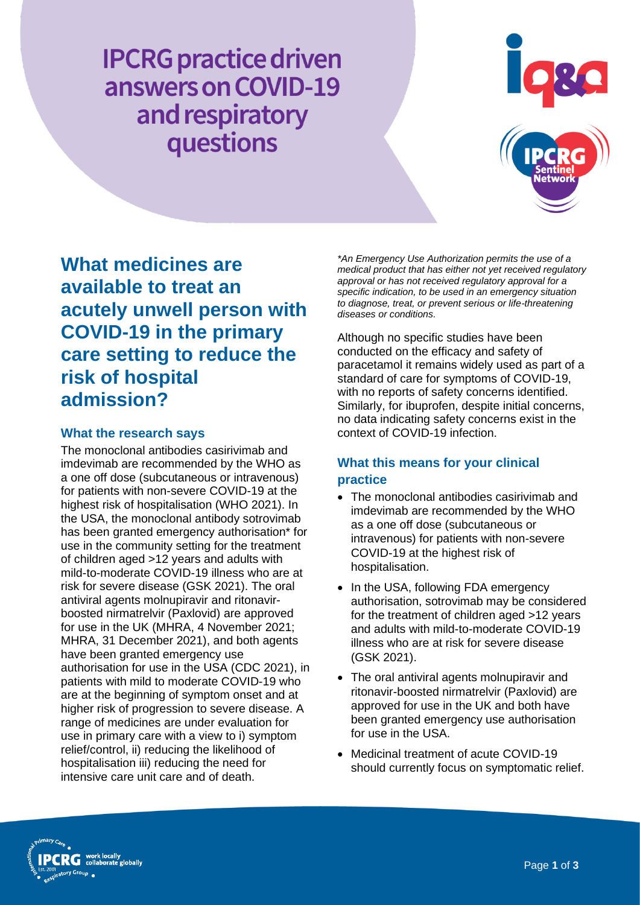# IPCRG practice driven answers on COVID-19 and respiratory questions

## What medicines are available to treat an acutely unwell person with COVID-19 in the primary care setting to reduce the risk of hospital admission?

### What the research says

The monoclonal antibodies casirivimab and imdevimab are recommended by the WHO as a one off dose (subcutaneous or intravenous) for patients with non-severe COVID-19 at the highest risk of hospitalisation (WHO 2021). In the USA, the monoclonal antibody sotrovimab has been granted emergency authorisation* for use in the community setting for the treatment of children aged >12 years and adults with mild-to-moderate COVID-19 illness who are at risk for severe disease (GSK 2021). The oral antiviral agents molnupiravir and ritonavir-boosted nirmatrelvir (Paxlovid) are approved for use in the UK (MHRA, 4 November 2021; MHRA, 31 December 2021), and both agents have been granted emergency use authorisation for use in the USA (CDC 2021), in patients with mild to moderate COVID-19 who are at the beginning of symptom onset and at higher risk of progression to severe disease. A range of medicines are under evaluation for use in primary care with a view to i) symptom relief/control, ii) reducing the likelihood of hospitalisation iii) reducing the need for intensive care unit care and of death.

*\*An Emergency Use Authorization permits the use of a medical product that has either not yet received regulatory approval or has not received regulatory approval for a specific indication, to be used in an emergency situation to diagnose, treat, or prevent serious or life-threatening diseases or conditions.*

Although no specific studies have been conducted on the efficacy and safety of paracetamol it remains widely used as part of a standard of care for symptoms of COVID-19, with no reports of safety concerns identified. Similarly, for ibuprofen, despite initial concerns, no data indicating safety concerns exist in the context of COVID-19 infection.

### What this means for your clinical practice

- The monoclonal antibodies casirivimab and imdevimab are recommended by the WHO as a one off dose (subcutaneous or intravenous) for patients with non-severe COVID-19 at the highest risk of hospitalisation.
- In the USA, following FDA emergency authorisation, sotrovimab may be considered for the treatment of children aged >12 years and adults with mild-to-moderate COVID-19 illness who are at risk for severe disease (GSK 2021).
- The oral antiviral agents molnupiravir and ritonavir-boosted nirmatrelvir (Paxlovid) are approved for use in the UK and both have been granted emergency use authorisation for use in the USA.
- Medicinal treatment of acute COVID-19 should currently focus on symptomatic relief.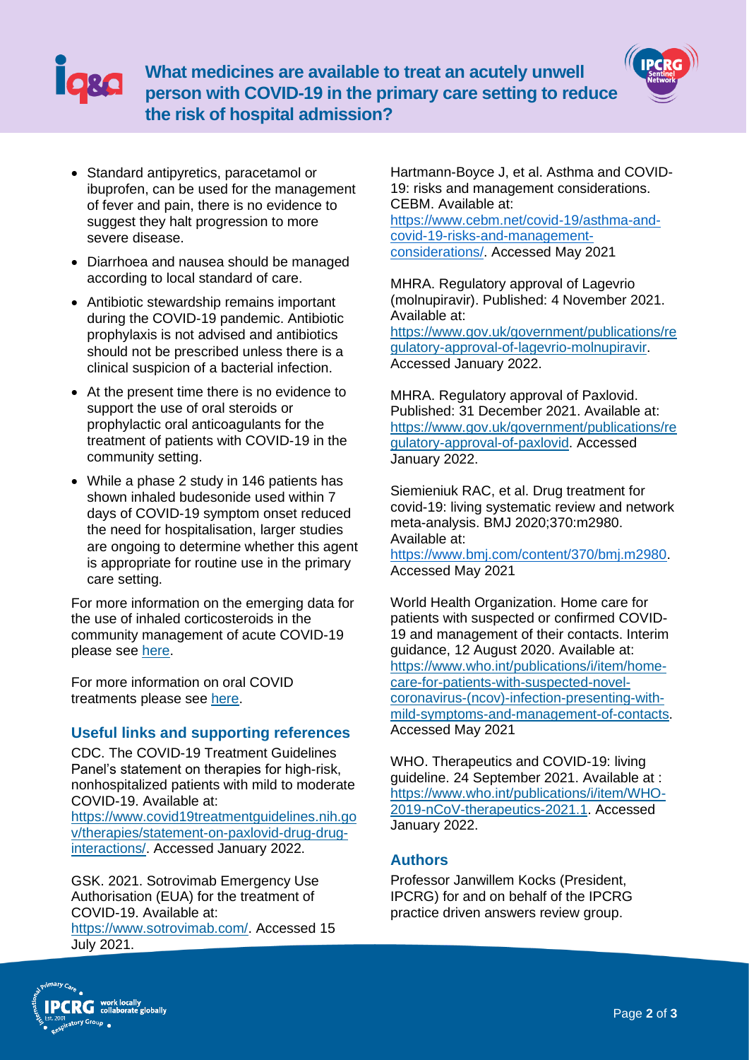- Standard antipyretics, paracetamol or ibuprofen, can be used for the management of fever and pain, there is no evidence to suggest they halt progression to more severe disease.
- Diarrhoea and nausea should be managed according to local standard of care.
- Antibiotic stewardship remains important during the COVID-19 pandemic. Antibiotic prophylaxis is not advised and antibiotics should not be prescribed unless there is a clinical suspicion of a bacterial infection.
- At the present time there is no evidence to support the use of oral steroids or prophylactic oral anticoagulants for the treatment of patients with COVID-19 in the community setting.
- While a phase 2 study in 146 patients has shown inhaled budesonide used within 7 days of COVID-19 symptom onset reduced the need for hospitalisation, larger studies are ongoing to determine whether this agent is appropriate for routine use in the primary care setting.

For more information on the emerging data for the use of inhaled corticosteroids in the community management of acute COVID-19 please see here.

For more information on oral COVID treatments please see here.

## Useful links and supporting references

CDC. The COVID-19 Treatment Guidelines Panel's statement on therapies for high-risk, nonhospitalized patients with mild to moderate COVID-19. Available at: https://www.covid19treatmentguidelines.nih.gov/therapies/statement-on-paxlovid-drug-drug-interactions/. Accessed January 2022.

GSK. 2021. Sotrovimab Emergency Use Authorisation (EUA) for the treatment of COVID-19. Available at: https://www.sotrovimab.com/. Accessed 15 July 2021.

Hartmann-Boyce J, et al. Asthma and COVID-19: risks and management considerations. CEBM. Available at: https://www.cebm.net/covid-19/asthma-and-covid-19-risks-and-management-considerations/. Accessed May 2021

MHRA. Regulatory approval of Lagevrio (molnupiravir). Published: 4 November 2021. Available at: https://www.gov.uk/government/publications/regulatory-approval-of-lagevrio-molnupiravir. Accessed January 2022.

MHRA. Regulatory approval of Paxlovid. Published: 31 December 2021. Available at: https://www.gov.uk/government/publications/regulatory-approval-of-paxlovid. Accessed January 2022.

Siemieniuk RAC, et al. Drug treatment for covid-19: living systematic review and network meta-analysis. BMJ 2020;370:m2980. Available at: https://www.bmj.com/content/370/bmj.m2980. Accessed May 2021

World Health Organization. Home care for patients with suspected or confirmed COVID-19 and management of their contacts. Interim guidance, 12 August 2020. Available at: https://www.who.int/publications/i/item/home-care-for-patients-with-suspected-novel-coronavirus-(ncov)-infection-presenting-with-mild-symptoms-and-management-of-contacts. Accessed May 2021

WHO. Therapeutics and COVID-19: living guideline. 24 September 2021. Available at : https://www.who.int/publications/i/item/WHO-2019-nCoV-therapeutics-2021.1. Accessed January 2022.

## Authors

Professor Janwillem Kocks (President, IPCRG) for and on behalf of the IPCRG practice driven answers review group.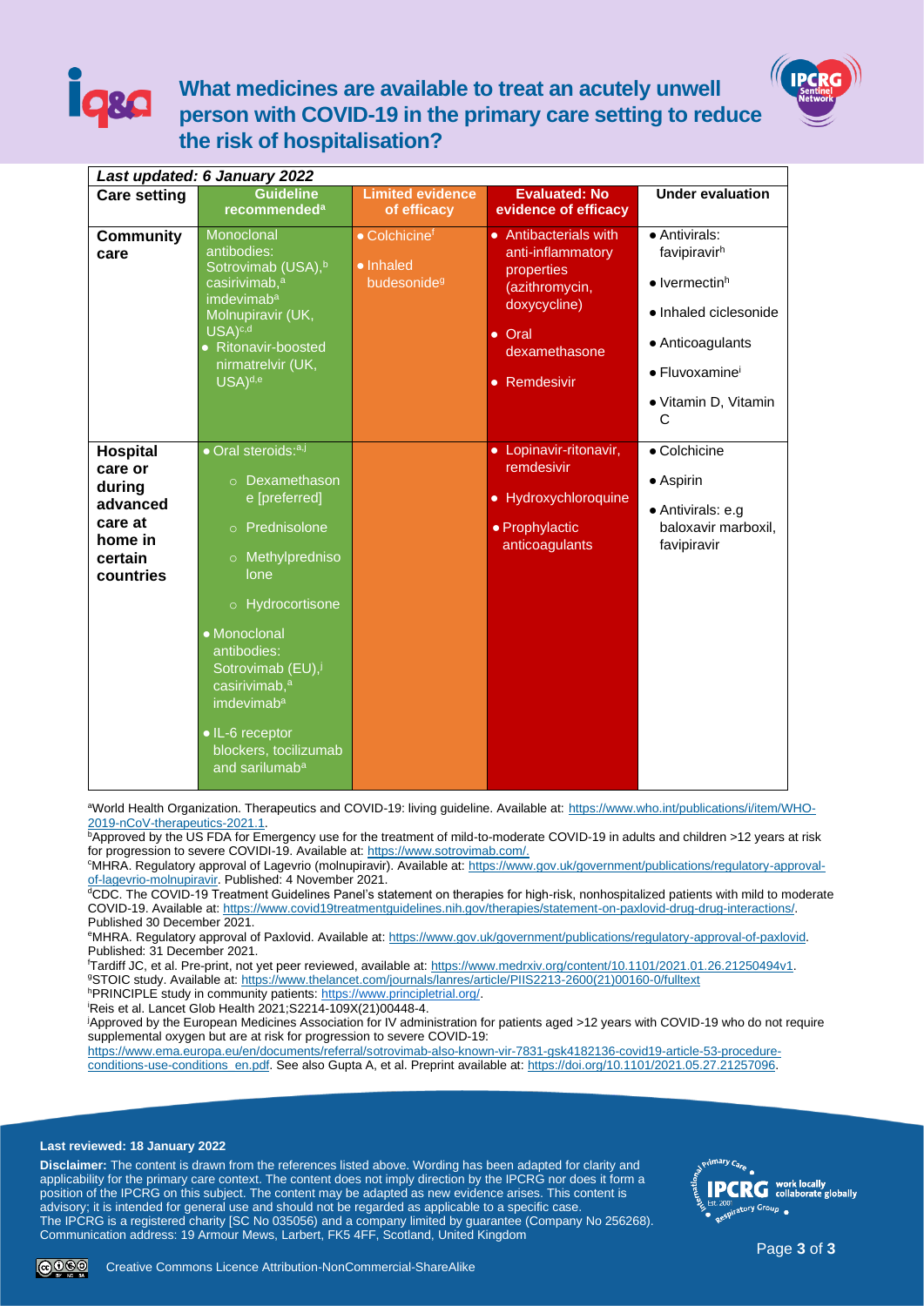# What medicines are available to treat an acutely unwell person with COVID-19 in the primary care setting to reduce the risk of hospitalisation?

*Last updated: 6 January 2022*

| Care setting | Guideline recommended[a] | Limited evidence of efficacy | Evaluated: No evidence of efficacy | Under evaluation |
|---|---|---|---|---|
| **Community care** | Monoclonal antibodies: Sotrovimab (USA),[b] casirivimab,[a] imdevimab[a] Molnupiravir (UK, USA)[c,d] <br>• Ritonavir-boosted nirmatrelvir (UK, USA)[d,e] | • Colchicine[f] <br>• Inhaled budesonide[g] | • Antibacterials with anti-inflammatory properties (azithromycin, doxycycline) <br>• Oral dexamethasone <br>• Remdesivir | • Antivirals: favipiravir[h] <br>• Ivermectin[h] <br>• Inhaled ciclesonide <br>• Anticoagulants <br>• Fluvoxamine[i] <br>• Vitamin D, Vitamin C |
| **Hospital care or during advanced care at home in certain countries** | • Oral steroids:[a,j] <br>○ Dexamethasone [preferred] <br>○ Prednisolone <br>○ Methylprednisolone <br>○ Hydrocortisone <br>• Monoclonal antibodies: Sotrovimab (EU),[j] casirivimab,[a] imdevimab[a] <br>• IL-6 receptor blockers, tocilizumab and sarilumab[a] | | • Lopinavir-ritonavir, remdesivir <br>• Hydroxychloroquine <br>• Prophylactic anticoagulants | • Colchicine <br>• Aspirin <br>• Antivirals: e.g baloxavir marboxil, favipiravir |

[a]World Health Organization. Therapeutics and COVID-19: living guideline. Available at: https://www.who.int/publications/i/item/WHO-2019-nCoV-therapeutics-2021.1.

[b]Approved by the US FDA for Emergency use for the treatment of mild-to-moderate COVID-19 in adults and children >12 years at risk for progression to severe COVIDI-19. Available at: https://www.sotrovimab.com/.

[c]MHRA. Regulatory approval of Lagevrio (molnupiravir). Available at: https://www.gov.uk/government/publications/regulatory-approval-of-lagevrio-molnupiravir. Published: 4 November 2021.

[d]CDC. The COVID-19 Treatment Guidelines Panel's statement on therapies for high-risk, nonhospitalized patients with mild to moderate COVID-19. Available at: https://www.covid19treatmentguidelines.nih.gov/therapies/statement-on-paxlovid-drug-drug-interactions/. Published 30 December 2021.

[e]MHRA. Regulatory approval of Paxlovid. Available at: https://www.gov.uk/government/publications/regulatory-approval-of-paxlovid. Published: 31 December 2021.

[f]Tardiff JC, et al. Pre-print, not yet peer reviewed, available at: https://www.medrxiv.org/content/10.1101/2021.01.26.21250494v1.

[g]STOIC study. Available at: https://www.thelancet.com/journals/lanres/article/PIIS2213-2600(21)00160-0/fulltext

[h]PRINCIPLE study in community patients: https://www.principletrial.org/.

[i]Reis et al. Lancet Glob Health 2021;S2214-109X(21)00448-4.

[j]Approved by the European Medicines Association for IV administration for patients aged >12 years with COVID-19 who do not require supplemental oxygen but are at risk for progression to severe COVID-19: https://www.ema.europa.eu/en/documents/referral/sotrovimab-also-known-vir-7831-gsk4182136-covid19-article-53-procedure-conditions-use-conditions_en.pdf. See also Gupta A, et al. Preprint available at: https://doi.org/10.1101/2021.05.27.21257096.

**Last reviewed: 18 January 2022**

**Disclaimer:** The content is drawn from the references listed above. Wording has been adapted for clarity and applicability for the primary care context. The content does not imply direction by the IPCRG nor does it form a position of the IPCRG on this subject. The content may be adapted as new evidence arises. This content is advisory; it is intended for general use and should not be regarded as applicable to a specific case. The IPCRG is a registered charity [SC No 035056) and a company limited by guarantee (Company No 256268). Communication address: 19 Armour Mews, Larbert, FK5 4FF, Scotland, United Kingdom

Creative Commons Licence Attribution-NonCommercial-ShareAlike